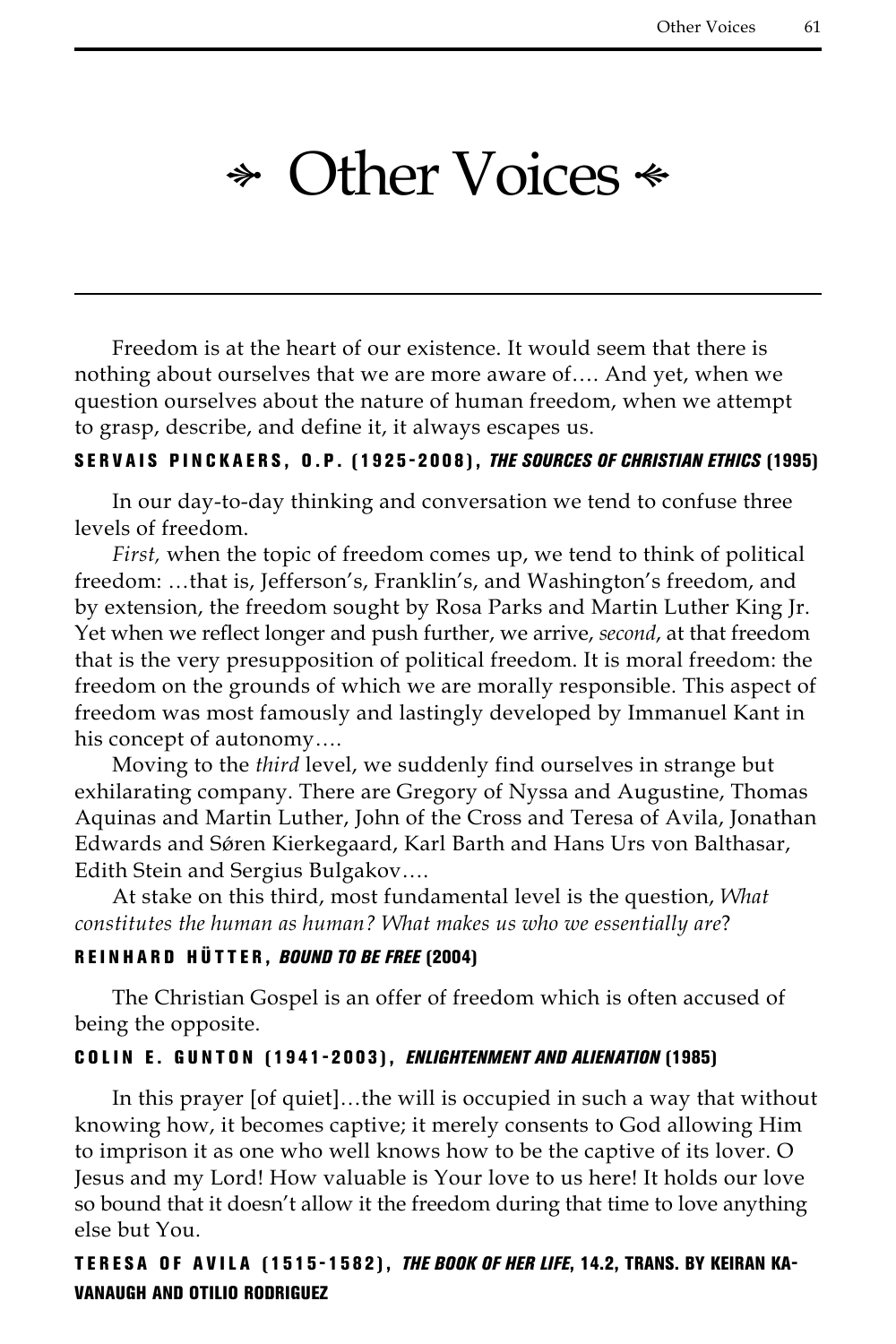# ⁂ Other Voices ⁂

Freedom is at the heart of our existence. It would seem that there is nothing about ourselves that we are more aware of…. And yet, when we question ourselves about the nature of human freedom, when we attempt to grasp, describe, and define it, it always escapes us.

**SERVAIS PINCKAERS, O.P. (1925-2008), *THE SOURCES OF CHRISTIAN ETHICS* (1995)**

In our day-to-day thinking and conversation we tend to confuse three levels of freedom.

*First,* when the topic of freedom comes up, we tend to think of political freedom: …that is, Jefferson's, Franklin's, and Washington's freedom, and by extension, the freedom sought by Rosa Parks and Martin Luther King Jr. Yet when we reflect longer and push further, we arrive, *second*, at that freedom that is the very presupposition of political freedom. It is moral freedom: the freedom on the grounds of which we are morally responsible. This aspect of freedom was most famously and lastingly developed by Immanuel Kant in his concept of autonomy….

Moving to the *third* level, we suddenly find ourselves in strange but exhilarating company. There are Gregory of Nyssa and Augustine, Thomas Aquinas and Martin Luther, John of the Cross and Teresa of Avila, Jonathan Edwards and Søren Kierkegaard, Karl Barth and Hans Urs von Balthasar, Edith Stein and Sergius Bulgakov….

At stake on this third, most fundamental level is the question, *What constitutes the human as human? What makes us who we essentially are*?

**REINHARD HÜTTER, *BOUND TO BE FREE* (2004)**

The Christian Gospel is an offer of freedom which is often accused of being the opposite.

**COLIN E. GUNTON (1941-2003), *ENLIGHTENMENT AND ALIENATION* (1985)**

In this prayer [of quiet]…the will is occupied in such a way that without knowing how, it becomes captive; it merely consents to God allowing Him to imprison it as one who well knows how to be the captive of its lover. O Jesus and my Lord! How valuable is Your love to us here! It holds our love so bound that it doesn't allow it the freedom during that time to love anything else but You.

**TERESA OF AVILA (1515-1582), *THE BOOK OF HER LIFE*, 14.2, TRANS. BY KEIRAN KAVANAUGH AND OTILIO RODRIGUEZ**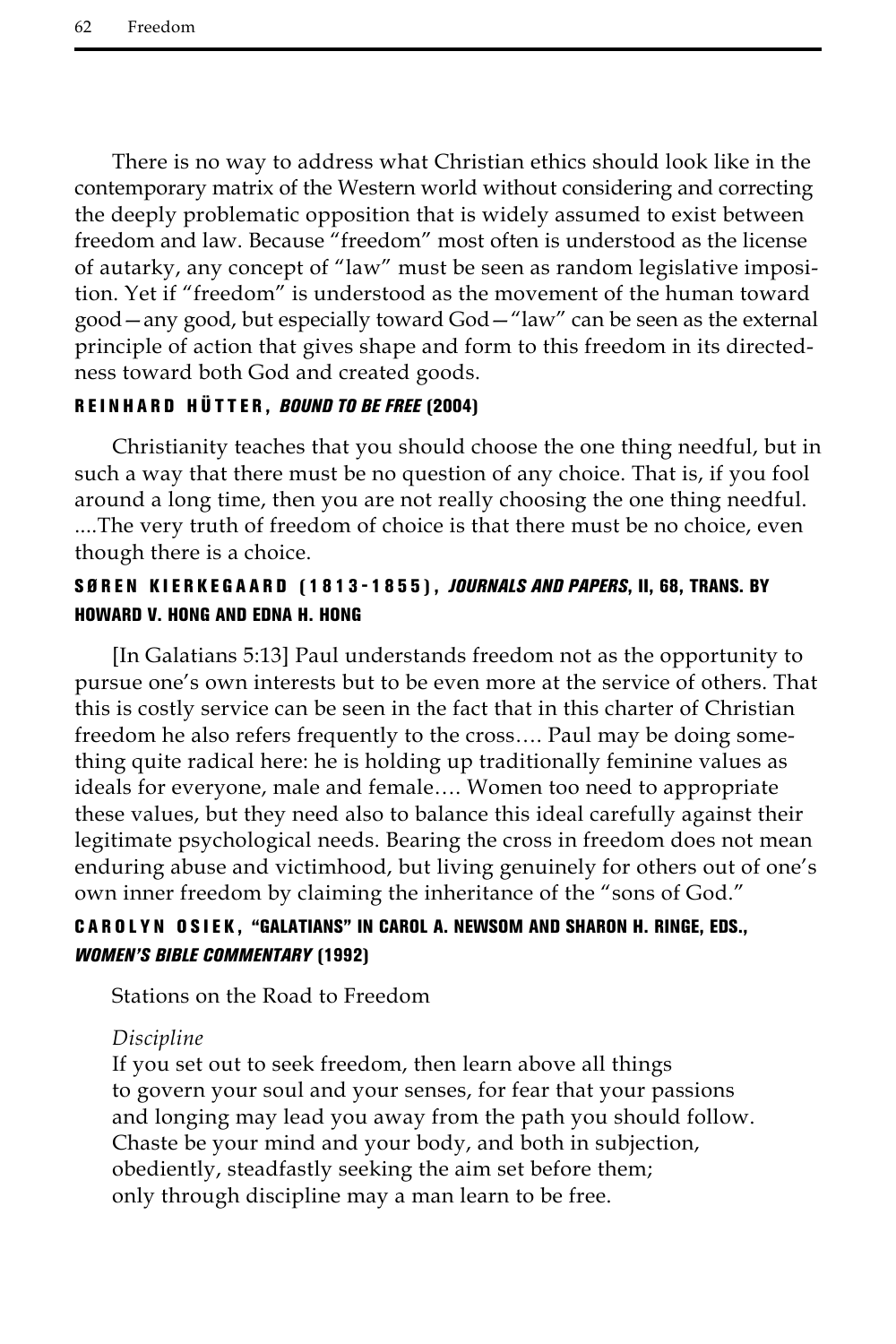There is no way to address what Christian ethics should look like in the contemporary matrix of the Western world without considering and correcting the deeply problematic opposition that is widely assumed to exist between freedom and law. Because "freedom" most often is understood as the license of autarky, any concept of "law" must be seen as random legislative imposition. Yet if "freedom" is understood as the movement of the human toward good—any good, but especially toward God—"law" can be seen as the external principle of action that gives shape and form to this freedom in its directedness toward both God and created goods.

**REINHARD HÜTTER, *BOUND TO BE FREE* (2004)**

Christianity teaches that you should choose the one thing needful, but in such a way that there must be no question of any choice. That is, if you fool around a long time, then you are not really choosing the one thing needful. ....The very truth of freedom of choice is that there must be no choice, even though there is a choice.

**SØREN KIERKEGAARD (1813-1855), *JOURNALS AND PAPERS*, II, 68, TRANS. BY HOWARD V. HONG AND EDNA H. HONG**

[In Galatians 5:13] Paul understands freedom not as the opportunity to pursue one's own interests but to be even more at the service of others. That this is costly service can be seen in the fact that in this charter of Christian freedom he also refers frequently to the cross.... Paul may be doing something quite radical here: he is holding up traditionally feminine values as ideals for everyone, male and female.... Women too need to appropriate these values, but they need also to balance this ideal carefully against their legitimate psychological needs. Bearing the cross in freedom does not mean enduring abuse and victimhood, but living genuinely for others out of one's own inner freedom by claiming the inheritance of the "sons of God."

**CAROLYN OSIEK, "GALATIANS" IN CAROL A. NEWSOM AND SHARON H. RINGE, EDS., *WOMEN'S BIBLE COMMENTARY* (1992)**

Stations on the Road to Freedom

*Discipline*

If you set out to seek freedom, then learn above all things
to govern your soul and your senses, for fear that your passions
and longing may lead you away from the path you should follow.
Chaste be your mind and your body, and both in subjection,
obediently, steadfastly seeking the aim set before them;
only through discipline may a man learn to be free.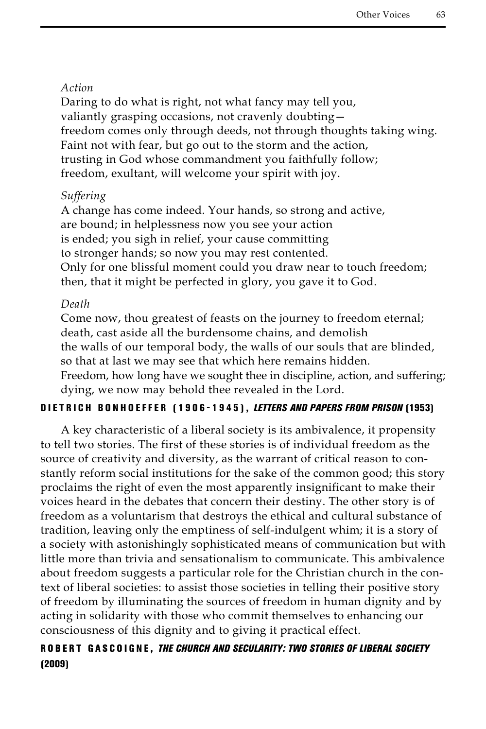*Action*

Daring to do what is right, not what fancy may tell you,  
valiantly grasping occasions, not cravenly doubting—  
freedom comes only through deeds, not through thoughts taking wing.  
Faint not with fear, but go out to the storm and the action,  
trusting in God whose commandment you faithfully follow;  
freedom, exultant, will welcome your spirit with joy.

*Suffering*

A change has come indeed. Your hands, so strong and active,  
are bound; in helplessness now you see your action  
is ended; you sigh in relief, your cause committing  
to stronger hands; so now you may rest contented.  
Only for one blissful moment could you draw near to touch freedom;  
then, that it might be perfected in glory, you gave it to God.

*Death*

Come now, thou greatest of feasts on the journey to freedom eternal;  
death, cast aside all the burdensome chains, and demolish  
the walls of our temporal body, the walls of our souls that are blinded,  
so that at last we may see that which here remains hidden.  
Freedom, how long have we sought thee in discipline, action, and suffering;  
dying, we now may behold thee revealed in the Lord.

**DIETRICH BONHOEFFER (1906-1945), *LETTERS AND PAPERS FROM PRISON* (1953)**

A key characteristic of a liberal society is its ambivalence, it propensity to tell two stories. The first of these stories is of individual freedom as the source of creativity and diversity, as the warrant of critical reason to constantly reform social institutions for the sake of the common good; this story proclaims the right of even the most apparently insignificant to make their voices heard in the debates that concern their destiny. The other story is of freedom as a voluntarism that destroys the ethical and cultural substance of tradition, leaving only the emptiness of self-indulgent whim; it is a story of a society with astonishingly sophisticated means of communication but with little more than trivia and sensationalism to communicate. This ambivalence about freedom suggests a particular role for the Christian church in the context of liberal societies: to assist those societies in telling their positive story of freedom by illuminating the sources of freedom in human dignity and by acting in solidarity with those who commit themselves to enhancing our consciousness of this dignity and to giving it practical effect.

**ROBERT GASCOIGNE, *THE CHURCH AND SECULARITY: TWO STORIES OF LIBERAL SOCIETY* (2009)**